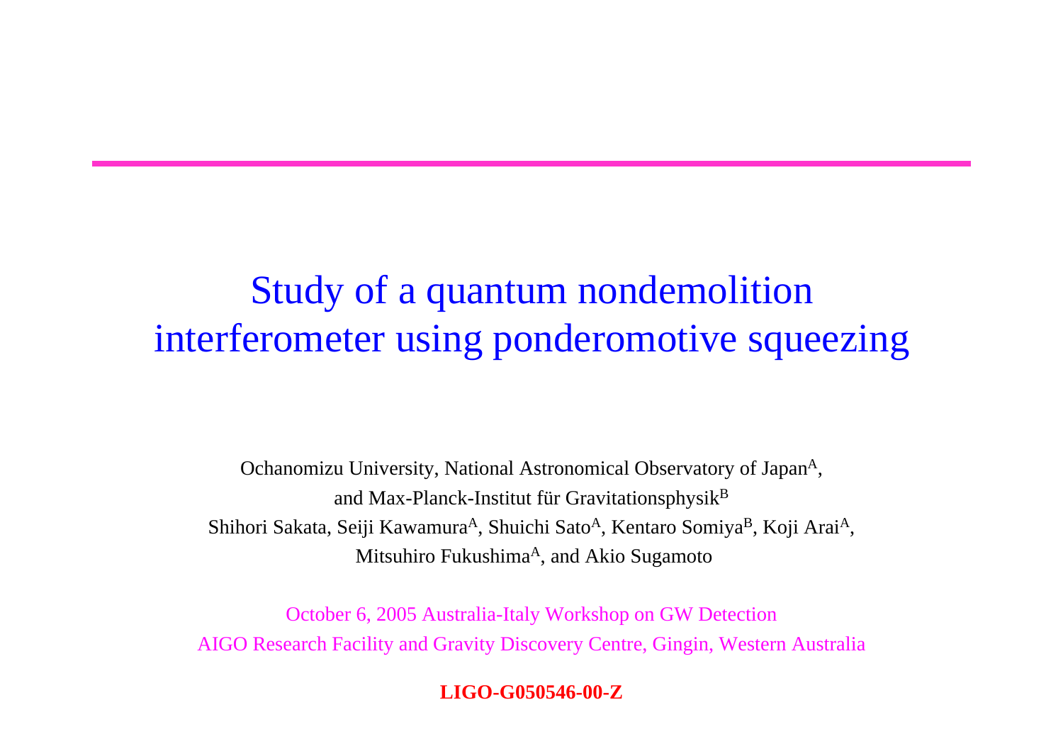# Study of a quantum nondemolition interferometer using ponderomotive squeezing

Ochanomizu University, National Astronomical Observatory of Japan[A], and Max-Planck-Institut für Gravitationsphysik[B]

Shihori Sakata, Seiji Kawamura[A], Shuichi Sato[A], Kentaro Somiya[B], Koji Arai[A], Mitsuhiro Fukushima[A], and Akio Sugamoto

October 6, 2005 Australia-Italy Workshop on GW Detection

AIGO Research Facility and Gravity Discovery Centre, Gingin, Western Australia

**LIGO-G050546-00-Z**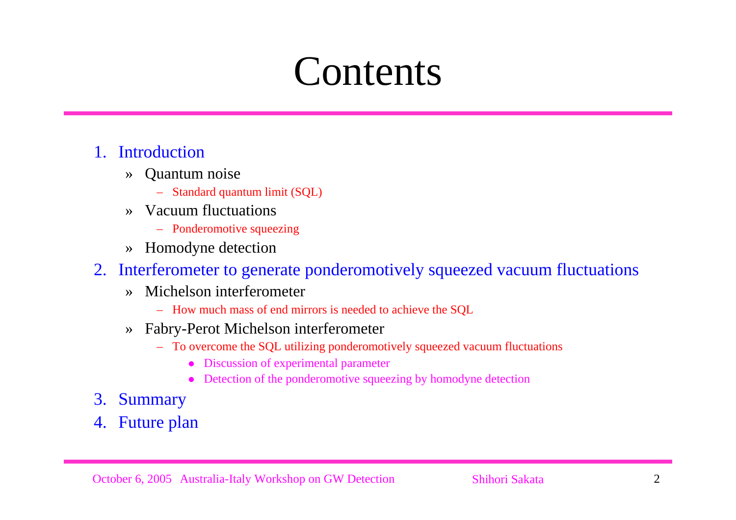# Contents

1. Introduction
   - Quantum noise
     - Standard quantum limit (SQL)
   - Vacuum fluctuations
     - Ponderomotive squeezing
   - Homodyne detection
2. Interferometer to generate ponderomotively squeezed vacuum fluctuations
   - Michelson interferometer
     - How much mass of end mirrors is needed to achieve the SQL
   - Fabry-Perot Michelson interferometer
     - To overcome the SQL utilizing ponderomotively squeezed vacuum fluctuations
       - Discussion of experimental parameter
       - Detection of the ponderomotive squeezing by homodyne detection
3. Summary
4. Future plan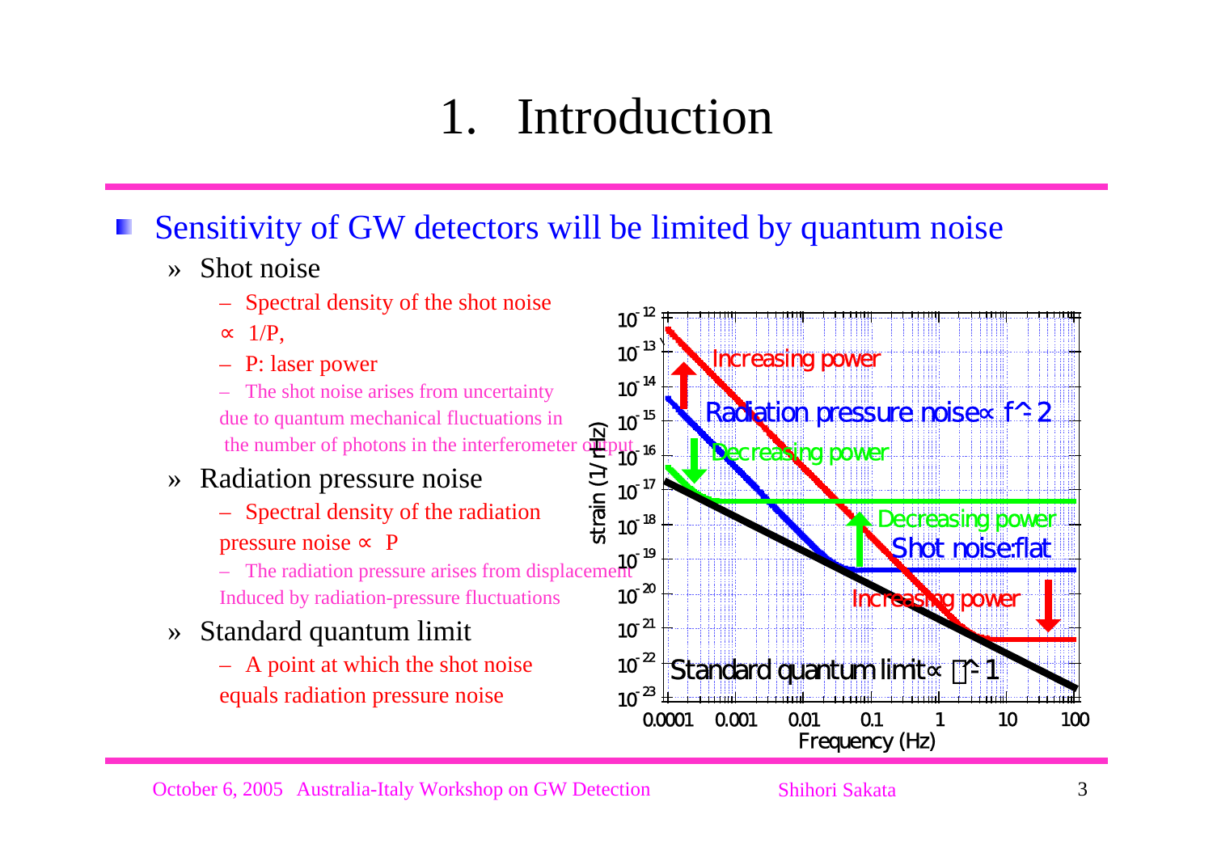# 1. Introduction

- Sensitivity of GW detectors will be limited by quantum noise
  - » Shot noise
    - – Spectral density of the shot noise $\propto$ 1/P,
    - – P: laser power
    - – The shot noise arises from uncertainty due to quantum mechanical fluctuations in the number of photons in the interferometer output
  - » Radiation pressure noise
    - – Spectral density of the radiation pressure noise $\propto$ P
    - – The radiation pressure arises from displacement Induced by radiation-pressure fluctuations
  - » Standard quantum limit
    - – A point at which the shot noise equals radiation pressure noise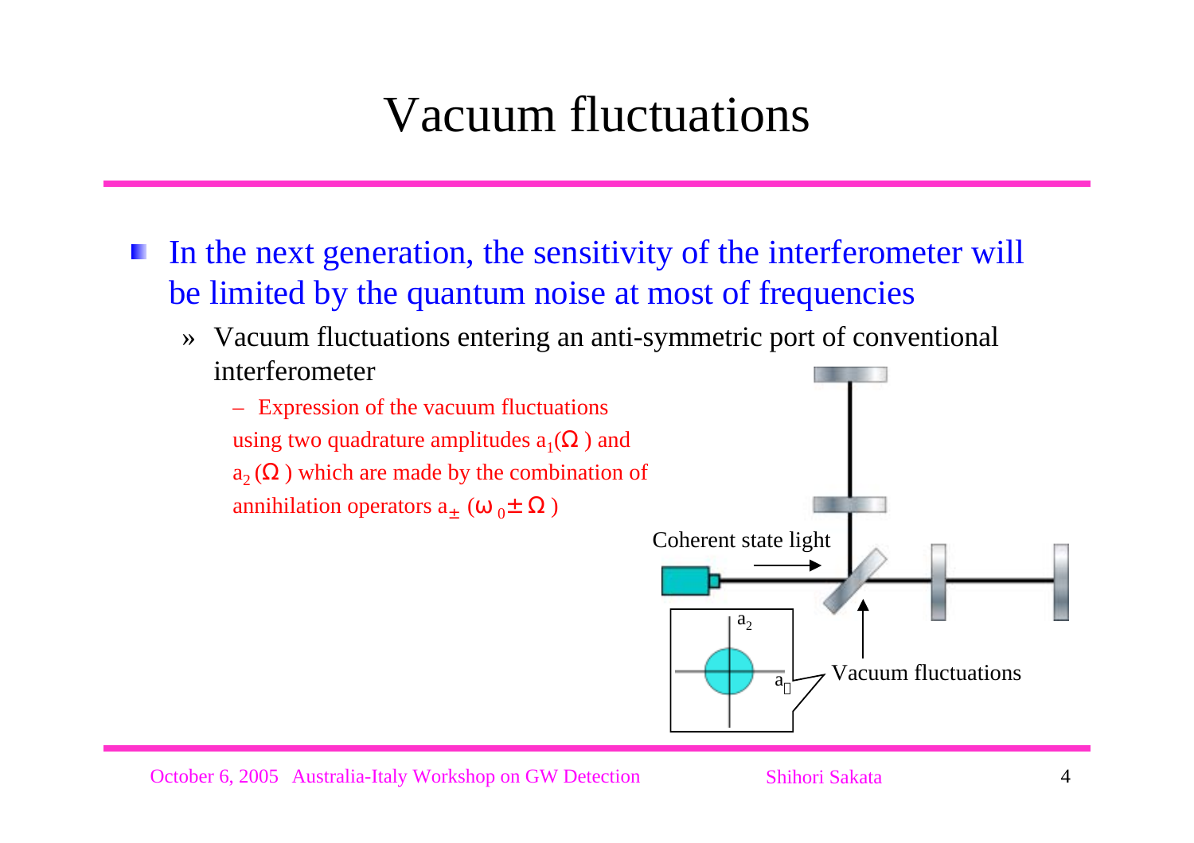# Vacuum fluctuations

- In the next generation, the sensitivity of the interferometer will be limited by the quantum noise at most of frequencies
  - » Vacuum fluctuations entering an anti-symmetric port of conventional interferometer
    - – Expression of the vacuum fluctuations using two quadrature amplitudes $a_1(\Omega)$ and $a_2(\Omega)$ which are made by the combination of annihilation operators $a_{\pm}(\omega_0 \pm \Omega)$

Coherent state light

Vacuum fluctuations

$a_2$

$a_1$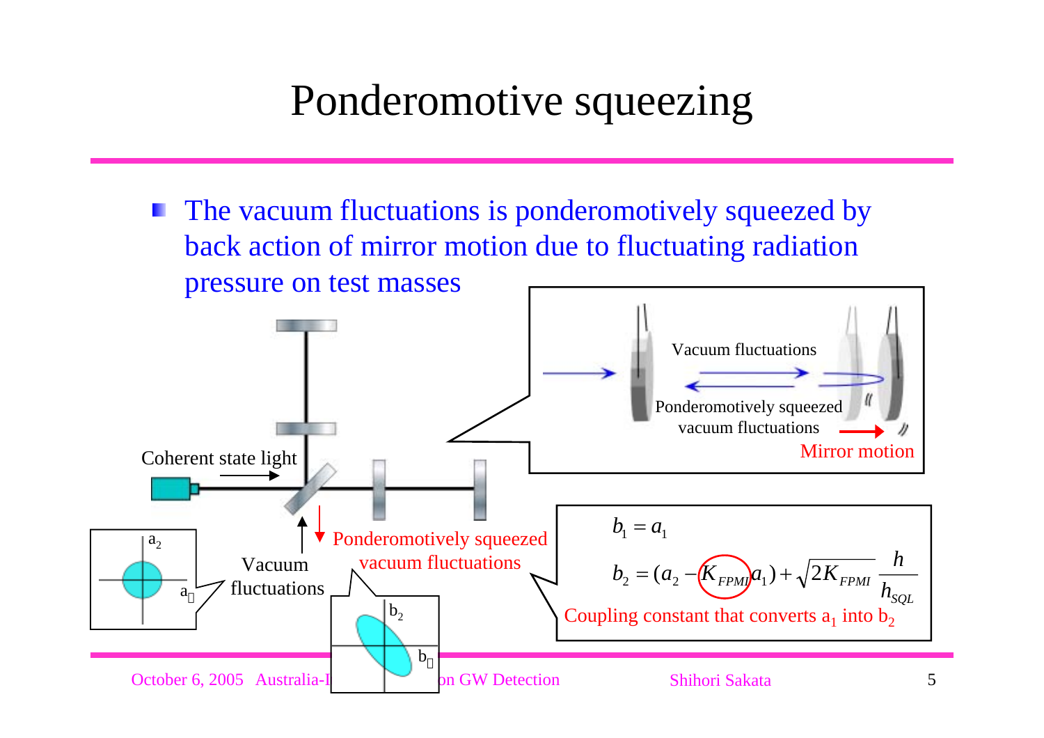# Ponderomotive squeezing

- The vacuum fluctuations is ponderomotively squeezed by back action of mirror motion due to fluctuating radiation pressure on test masses

Vacuum fluctuations

Ponderomotively squeezed vacuum fluctuations

Mirror motion

Coherent state light

Vacuum fluctuations

Ponderomotively squeezed vacuum fluctuations

$$b_1 = a_1$$

$$b_2 = (a_2 - K_{FPMI} a_1) + \sqrt{2K_{FPMI}} \frac{h}{h_{SQL}}$$

Coupling constant that converts $a_1$ into $b_2$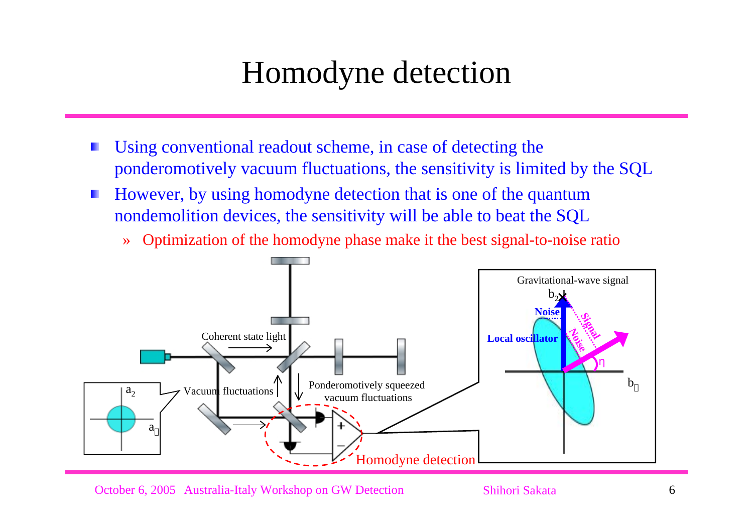# Homodyne detection

- Using conventional readout scheme, in case of detecting the ponderomotively vacuum fluctuations, the sensitivity is limited by the SQL
- However, by using homodyne detection that is one of the quantum nondemolition devices, the sensitivity will be able to beat the SQL
  - » Optimization of the homodyne phase make it the best signal-to-noise ratio

Coherent state light

Vacuum fluctuations

Ponderomotively squeezed vacuum fluctuations

Homodyne detection

$a_2$

$a_1$

Gravitational-wave signal

$b_2$

Noise

Local oscillator

Signal

Noise

$\eta$

$b_1$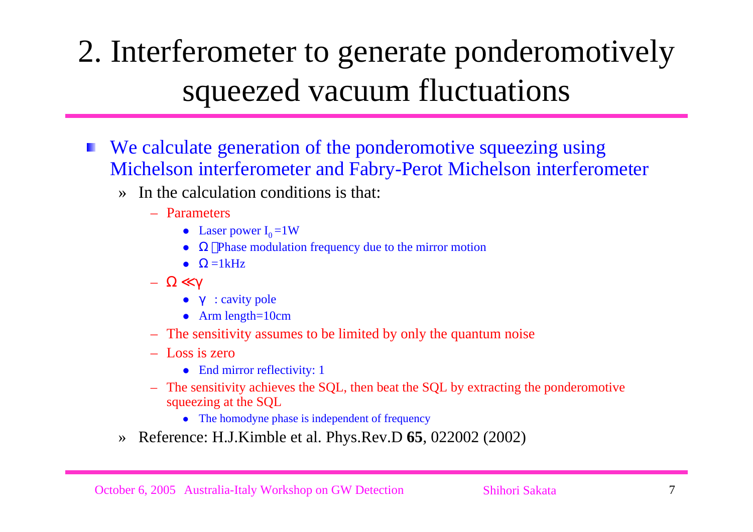# 2. Interferometer to generate ponderomotively squeezed vacuum fluctuations

- We calculate generation of the ponderomotive squeezing using Michelson interferometer and Fabry-Perot Michelson interferometer
  - » In the calculation conditions is that:
    - – Parameters
      - Laser power $I_0$ =1W
      - $\Omega$ ：Phase modulation frequency due to the mirror motion
      - $\Omega$ =1kHz
    - – $\Omega \ll \gamma$
      - $\gamma$ : cavity pole
      - Arm length=10cm
    - – The sensitivity assumes to be limited by only the quantum noise
    - – Loss is zero
      - End mirror reflectivity: 1
    - – The sensitivity achieves the SQL, then beat the SQL by extracting the ponderomotive squeezing at the SQL
      - The homodyne phase is independent of frequency
  - » Reference: H.J.Kimble et al. Phys.Rev.D **65**, 022002 (2002)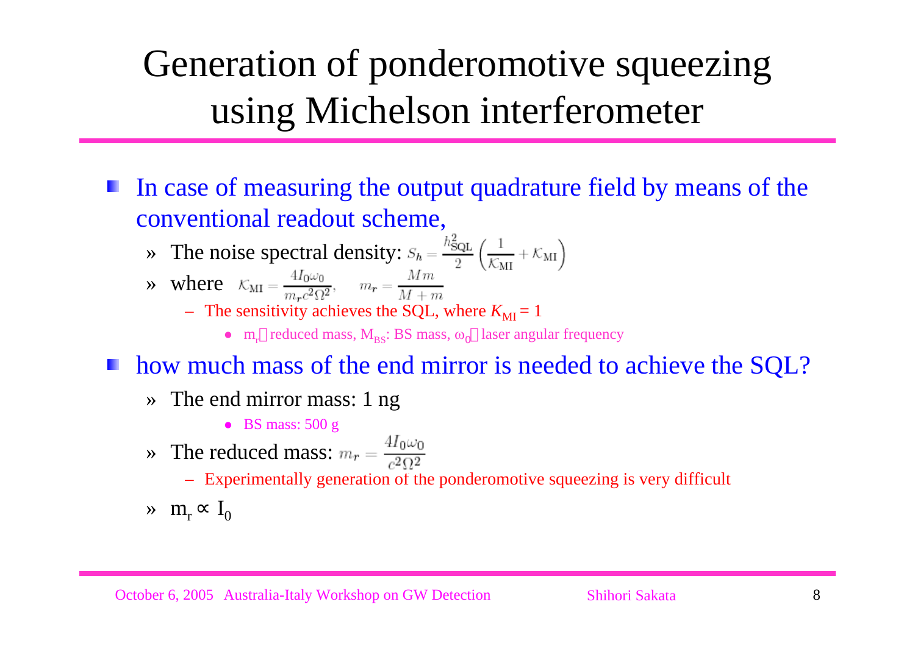# Generation of ponderomotive squeezing using Michelson interferometer

- In case of measuring the output quadrature field by means of the conventional readout scheme,
  - » The noise spectral density: $S_h = \frac{h_{\mathrm{SQL}}^2}{2}\left(\frac{1}{\mathcal{K}_{\mathrm{MI}}} + \mathcal{K}_{\mathrm{MI}}\right)$
  - » where $\mathcal{K}_{\mathrm{MI}} = \frac{4I_0\omega_0}{m_r c^2 \Omega^2}, \quad m_r = \frac{Mm}{M+m}$
    - – The sensitivity achieves the SQL, where $K_{\mathrm{MI}} = 1$
      - $m_r$: reduced mass, $M_{BS}$: BS mass, $\omega_0$: laser angular frequency
- how much mass of the end mirror is needed to achieve the SQL?
  - » The end mirror mass: 1 ng
    - BS mass: 500 g
  - » The reduced mass: $m_r = \frac{4I_0\omega_0}{c^2\Omega^2}$
    - – Experimentally generation of the ponderomotive squeezing is very difficult
  - » $m_r \propto I_0$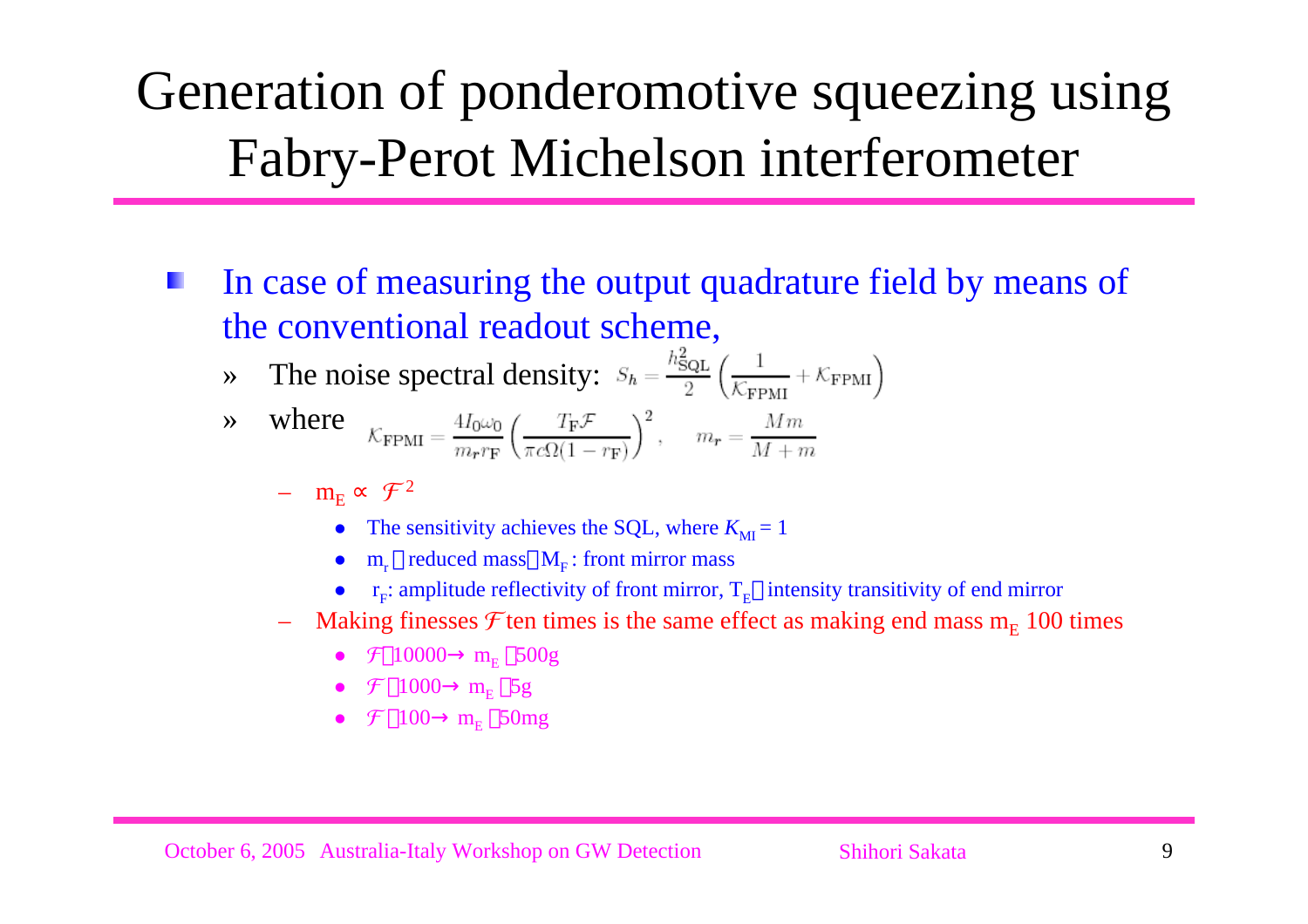# Generation of ponderomotive squeezing using Fabry-Perot Michelson interferometer

- In case of measuring the output quadrature field by means of the conventional readout scheme,
  - » The noise spectral density: $S_h = \frac{h_{\rm SQL}^2}{2}\left(\frac{1}{\mathcal{K}_{\rm FPMI}} + \mathcal{K}_{\rm FPMI}\right)$
  - » where $\mathcal{K}_{\rm FPMI} = \frac{4I_0\omega_0}{m_r r_{\rm F}}\left(\frac{T_{\rm F}\mathcal{F}}{\pi c\Omega(1-r_{\rm F})}\right)^2, \quad m_r = \frac{Mm}{M+m}$
    - – $m_E \propto \mathcal{F}^2$
      - The sensitivity achieves the SQL, where $K_{MI} = 1$
      - $m_r$ reduced mass $M_F$ : front mirror mass
      - $r_F$: amplitude reflectivity of front mirror, $T_E$ intensity transitivity of end mirror
    - – Making finesses $\mathcal{F}$ ten times is the same effect as making end mass $m_E$ 100 times
      - $\mathcal{F}$ 10000→ $m_E$ 500g
      - $\mathcal{F}$ 1000→ $m_E$ 5g
      - $\mathcal{F}$ 100→ $m_E$ 50mg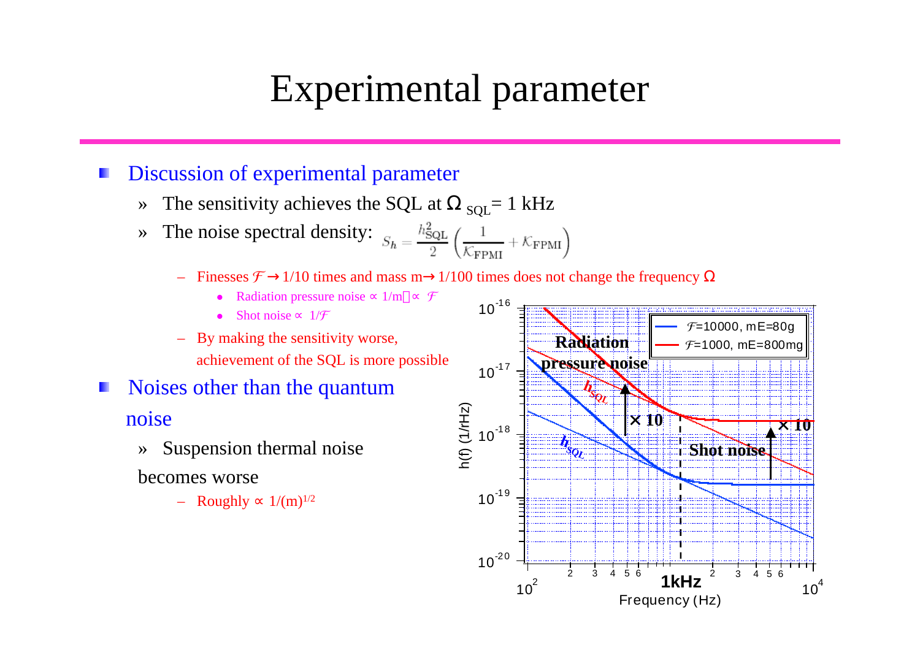# Experimental parameter

- Discussion of experimental parameter
  - » The sensitivity achieves the SQL at $\Omega_{\mathrm{SQL}} = 1$ kHz
  - » The noise spectral density: $S_h = \frac{h_{\mathrm{SQL}}^2}{2}\left(\frac{1}{\mathcal{K}_{\mathrm{FPMI}}} + \mathcal{K}_{\mathrm{FPMI}}\right)$
    - – Finesses $\mathcal{F} \rightarrow 1/10$ times and mass m→ 1/100 times does not change the frequency $\Omega$
      - Radiation pressure noise ∝ 1/m ∝ $\mathcal{F}$
      - Shot noise ∝ $1/\mathcal{F}$
    - – By making the sensitivity worse, achievement of the SQL is more possible
- Noises other than the quantum noise
  - » Suspension thermal noise becomes worse
    - – Roughly ∝ $1/(m)^{1/2}$

Legend: $\mathcal{F}$=10000, mE=80g; $\mathcal{F}$=1000, mE=800mg

Labels: Radiation pressure noise; Shot noise; $h_{SQL}$; × 10; × 10

Axes: h(f) (1/rHz), $10^{-20}$ to $10^{-16}$; Frequency (Hz), $10^2$ to $10^4$; 1kHz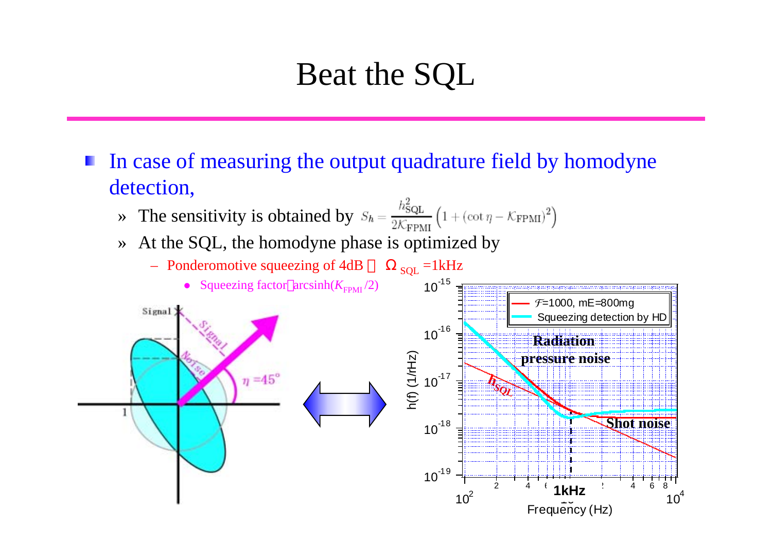# Beat the SQL

- In case of measuring the output quadrature field by homodyne detection,
  - » The sensitivity is obtained by $S_h = \frac{h_{\rm SQL}^2}{2\mathcal{K}_{\rm FPMI}}\left(1 + (\cot\eta - \mathcal{K}_{\rm FPMI})^2\right)$
  - » At the SQL, the homodyne phase is optimized by
    - – Ponderomotive squeezing of 4dB  $\Omega_{\rm SQL}$ =1kHz
      - Squeezing factor arcsinh($K_{\rm FPMI}$/2)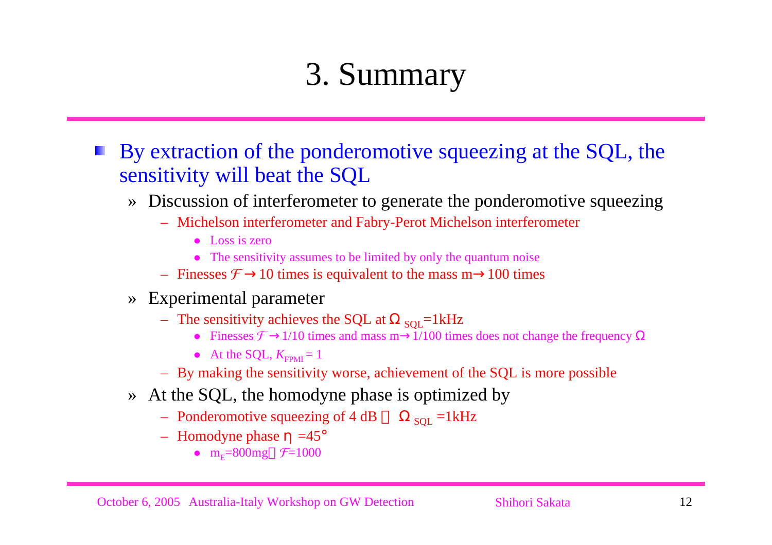# 3. Summary

- By extraction of the ponderomotive squeezing at the SQL, the sensitivity will beat the SQL
  - » Discussion of interferometer to generate the ponderomotive squeezing
    - – Michelson interferometer and Fabry-Perot Michelson interferometer
      - Loss is zero
      - The sensitivity assumes to be limited by only the quantum noise
    - – Finesses $\mathcal{F} \rightarrow 10$ times is equivalent to the mass m→100 times
  - » Experimental parameter
    - – The sensitivity achieves the SQL at $\Omega_{SQL}$=1kHz
      - Finesses $\mathcal{F} \rightarrow 1/10$ times and mass m→1/100 times does not change the frequency $\Omega$
      - At the SQL, $K_{FPMI} = 1$
    - – By making the sensitivity worse, achievement of the SQL is more possible
  - » At the SQL, the homodyne phase is optimized by
    - – Ponderomotive squeezing of 4 dB　$\Omega_{SQL}$ =1kHz
    - – Homodyne phase $\eta$ =45°
      - $m_E$=800mg　$\mathcal{F}$=1000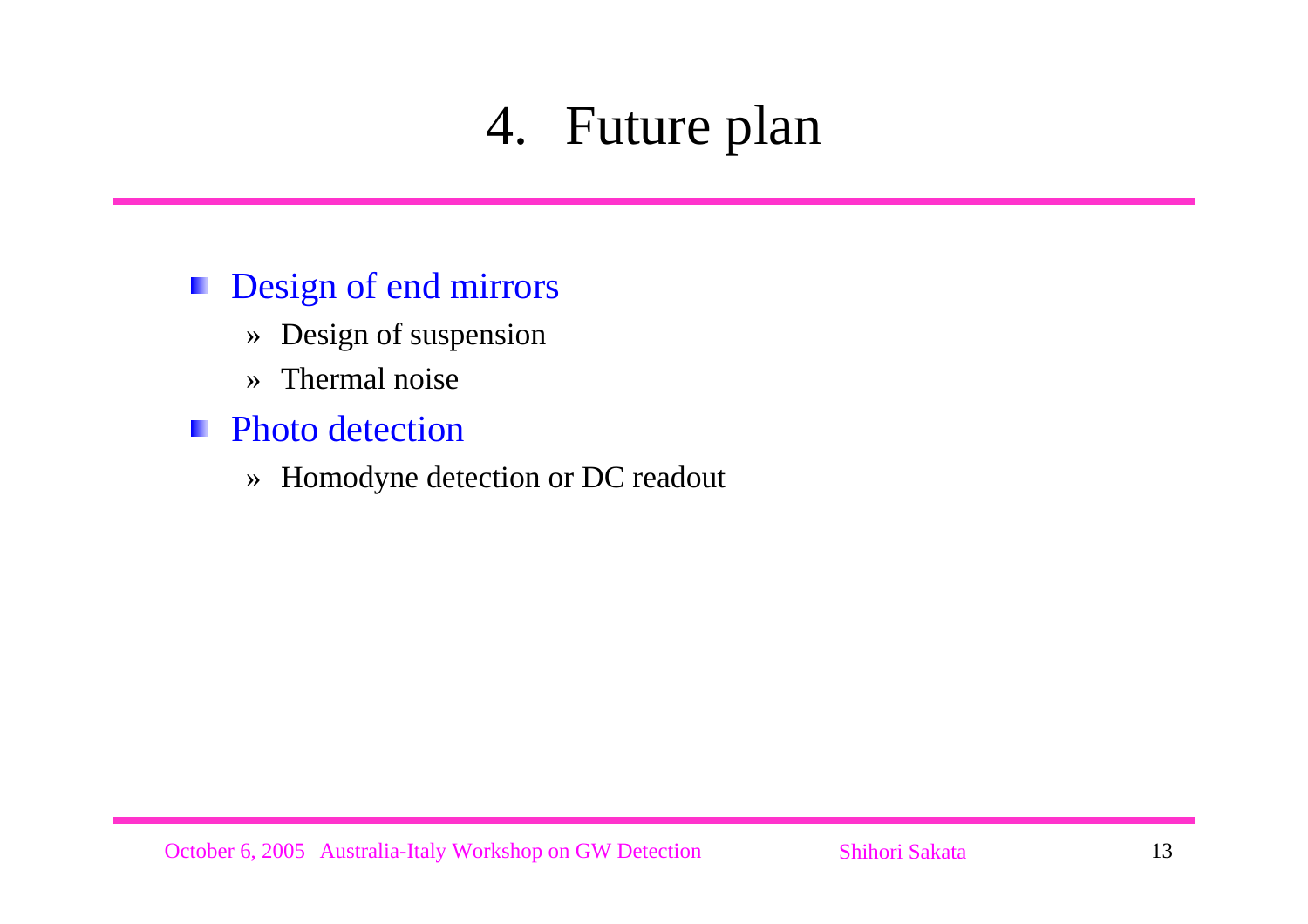# 4. Future plan

- Design of end mirrors
  - Design of suspension
  - Thermal noise
- Photo detection
  - Homodyne detection or DC readout